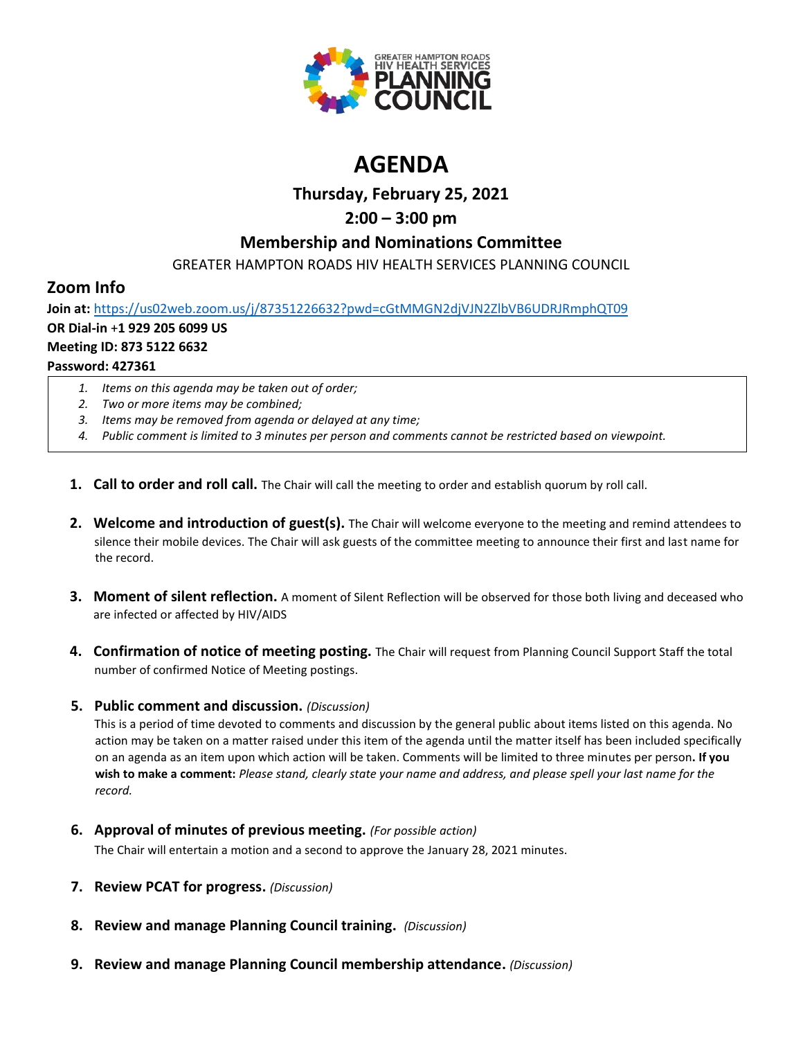GREATER HAMPTON ROADS HIV HEALTH SERVICES PLANNING COUNCIL

# AGENDA

## Thursday, February 25, 2021

## 2:00 – 3:00 pm

## Membership and Nominations Committee

GREATER HAMPTON ROADS HIV HEALTH SERVICES PLANNING COUNCIL

## Zoom Info

**Join at:** https://us02web.zoom.us/j/87351226632?pwd=cGtMMGN2djVJN2ZlbVB6UDRJRmphQT09
**OR Dial-in +1 929 205 6099 US**
**Meeting ID: 873 5122 6632**
**Password: 427361**

1. *Items on this agenda may be taken out of order;*
2. *Two or more items may be combined;*
3. *Items may be removed from agenda or delayed at any time;*
4. *Public comment is limited to 3 minutes per person and comments cannot be restricted based on viewpoint.*

1. **Call to order and roll call.** The Chair will call the meeting to order and establish quorum by roll call.

2. **Welcome and introduction of guest(s).** The Chair will welcome everyone to the meeting and remind attendees to silence their mobile devices. The Chair will ask guests of the committee meeting to announce their first and last name for the record.

3. **Moment of silent reflection.** A moment of Silent Reflection will be observed for those both living and deceased who are infected or affected by HIV/AIDS

4. **Confirmation of notice of meeting posting.** The Chair will request from Planning Council Support Staff the total number of confirmed Notice of Meeting postings.

5. **Public comment and discussion.** *(Discussion)*
   This is a period of time devoted to comments and discussion by the general public about items listed on this agenda. No action may be taken on a matter raised under this item of the agenda until the matter itself has been included specifically on an agenda as an item upon which action will be taken. Comments will be limited to three minutes per person**. If you wish to make a comment:** *Please stand, clearly state your name and address, and please spell your last name for the record.*

6. **Approval of minutes of previous meeting.** *(For possible action)*
   The Chair will entertain a motion and a second to approve the January 28, 2021 minutes.

7. **Review PCAT for progress.** *(Discussion)*

8. **Review and manage Planning Council training.** *(Discussion)*

9. **Review and manage Planning Council membership attendance.** *(Discussion)*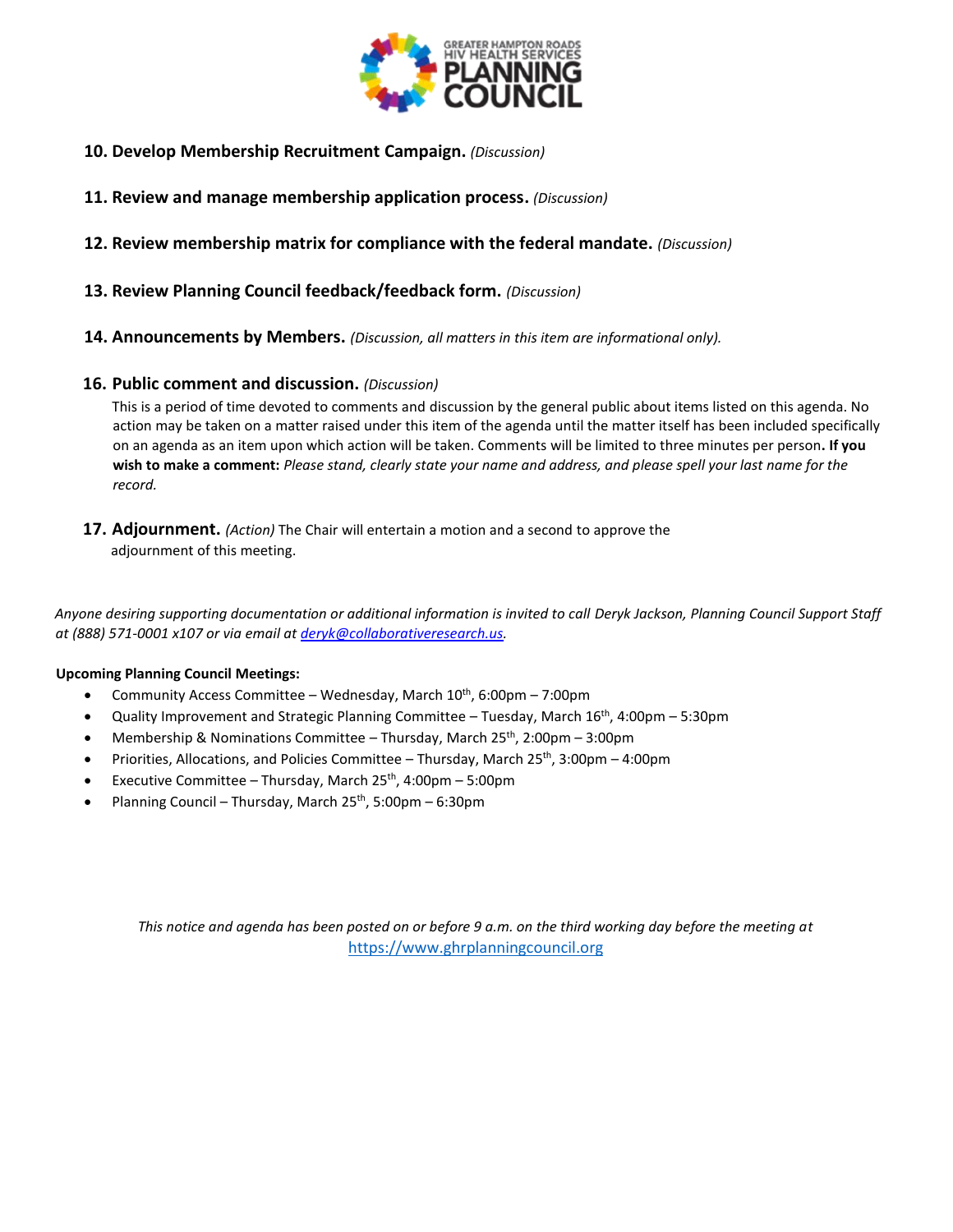**10. Develop Membership Recruitment Campaign.** *(Discussion)*

**11. Review and manage membership application process.** *(Discussion)*

**12. Review membership matrix for compliance with the federal mandate.** *(Discussion)*

**13. Review Planning Council feedback/feedback form.** *(Discussion)*

**14. Announcements by Members.** *(Discussion, all matters in this item are informational only).*

**16. Public comment and discussion.** *(Discussion)*

This is a period of time devoted to comments and discussion by the general public about items listed on this agenda. No action may be taken on a matter raised under this item of the agenda until the matter itself has been included specifically on an agenda as an item upon which action will be taken. Comments will be limited to three minutes per person**. If you wish to make a comment:** *Please stand, clearly state your name and address, and please spell your last name for the record.*

**17. Adjournment.** *(Action)* The Chair will entertain a motion and a second to approve the adjournment of this meeting.

*Anyone desiring supporting documentation or additional information is invited to call Deryk Jackson, Planning Council Support Staff at (888) 571-0001 x107 or via email at deryk@collaborativeresearch.us.*

**Upcoming Planning Council Meetings:**

- Community Access Committee – Wednesday, March 10th, 6:00pm – 7:00pm
- Quality Improvement and Strategic Planning Committee – Tuesday, March 16th, 4:00pm – 5:30pm
- Membership & Nominations Committee – Thursday, March 25th, 2:00pm – 3:00pm
- Priorities, Allocations, and Policies Committee – Thursday, March 25th, 3:00pm – 4:00pm
- Executive Committee – Thursday, March 25th, 4:00pm – 5:00pm
- Planning Council – Thursday, March 25th, 5:00pm – 6:30pm

*This notice and agenda has been posted on or before 9 a.m. on the third working day before the meeting at* https://www.ghrplanningcouncil.org